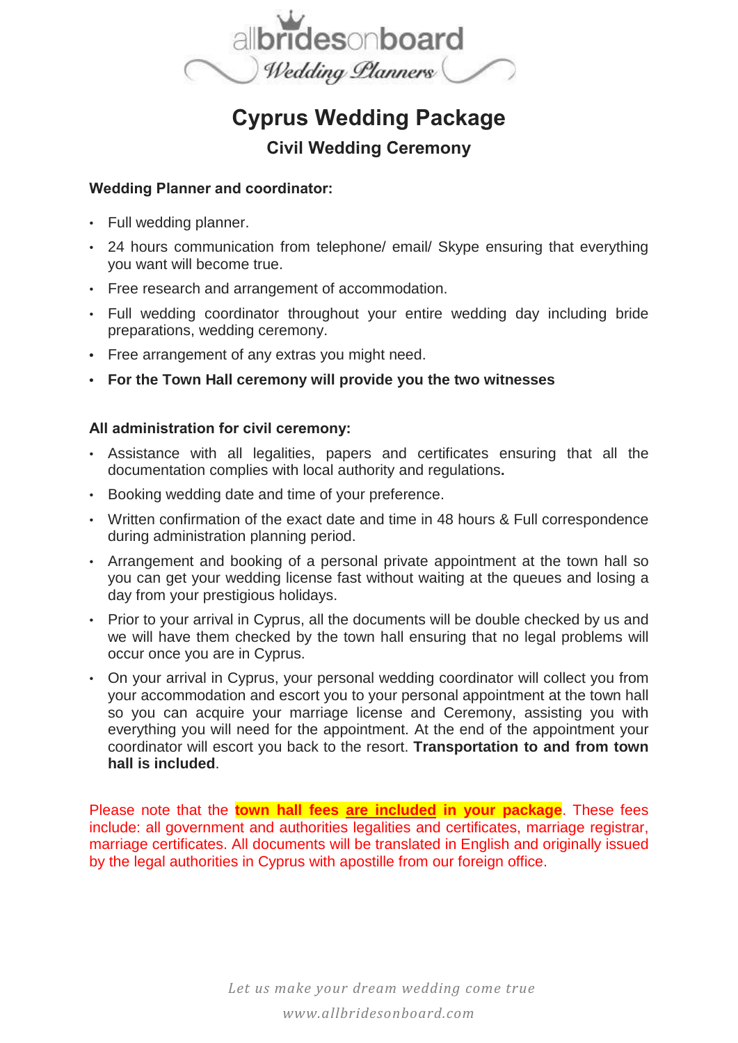allbridesonboard
*Wedding Planners*

# Cyprus Wedding Package

## Civil Wedding Ceremony

**Wedding Planner and coordinator:**

- Full wedding planner.
- 24 hours communication from telephone/ email/ Skype ensuring that everything you want will become true.
- Free research and arrangement of accommodation.
- Full wedding coordinator throughout your entire wedding day including bride preparations, wedding ceremony.
- Free arrangement of any extras you might need.
- **For the Town Hall ceremony will provide you the two witnesses**

**All administration for civil ceremony:**

- Assistance with all legalities, papers and certificates ensuring that all the documentation complies with local authority and regulations**.**
- Booking wedding date and time of your preference.
- Written confirmation of the exact date and time in 48 hours & Full correspondence during administration planning period.
- Arrangement and booking of a personal private appointment at the town hall so you can get your wedding license fast without waiting at the queues and losing a day from your prestigious holidays.
- Prior to your arrival in Cyprus, all the documents will be double checked by us and we will have them checked by the town hall ensuring that no legal problems will occur once you are in Cyprus.
- On your arrival in Cyprus, your personal wedding coordinator will collect you from your accommodation and escort you to your personal appointment at the town hall so you can acquire your marriage license and Ceremony, assisting you with everything you will need for the appointment. At the end of the appointment your coordinator will escort you back to the resort. **Transportation to and from town hall is included**.

Please note that the **town hall fees are included in your package**. These fees include: all government and authorities legalities and certificates, marriage registrar, marriage certificates. All documents will be translated in English and originally issued by the legal authorities in Cyprus with apostille from our foreign office.

*Let us make your dream wedding come true*

*www.allbridesonboard.com*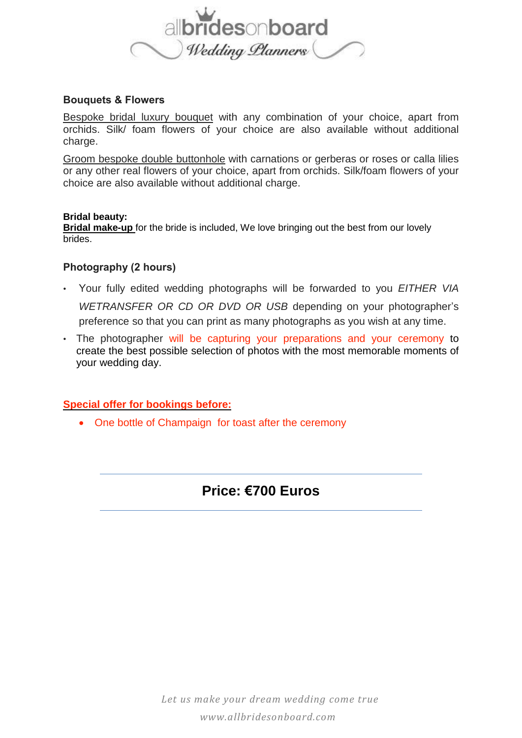### Bouquets & Flowers

Bespoke bridal luxury bouquet with any combination of your choice, apart from orchids. Silk/ foam flowers of your choice are also available without additional charge.

Groom bespoke double buttonhole with carnations or gerberas or roses or calla lilies or any other real flowers of your choice, apart from orchids. Silk/foam flowers of your choice are also available without additional charge.

**Bridal beauty:**
**Bridal make-up** for the bride is included, We love bringing out the best from our lovely brides.

### Photography (2 hours)

- Your fully edited wedding photographs will be forwarded to you *EITHER VIA WETRANSFER OR CD OR DVD OR USB* depending on your photographer's preference so that you can print as many photographs as you wish at any time.
- The photographer will be capturing your preparations and your ceremony to create the best possible selection of photos with the most memorable moments of your wedding day.

**Special offer for bookings before:**

- One bottle of Champaign for toast after the ceremony

---

## Price: €700 Euros

---

*Let us make your dream wedding come true*

*www.allbridesonboard.com*